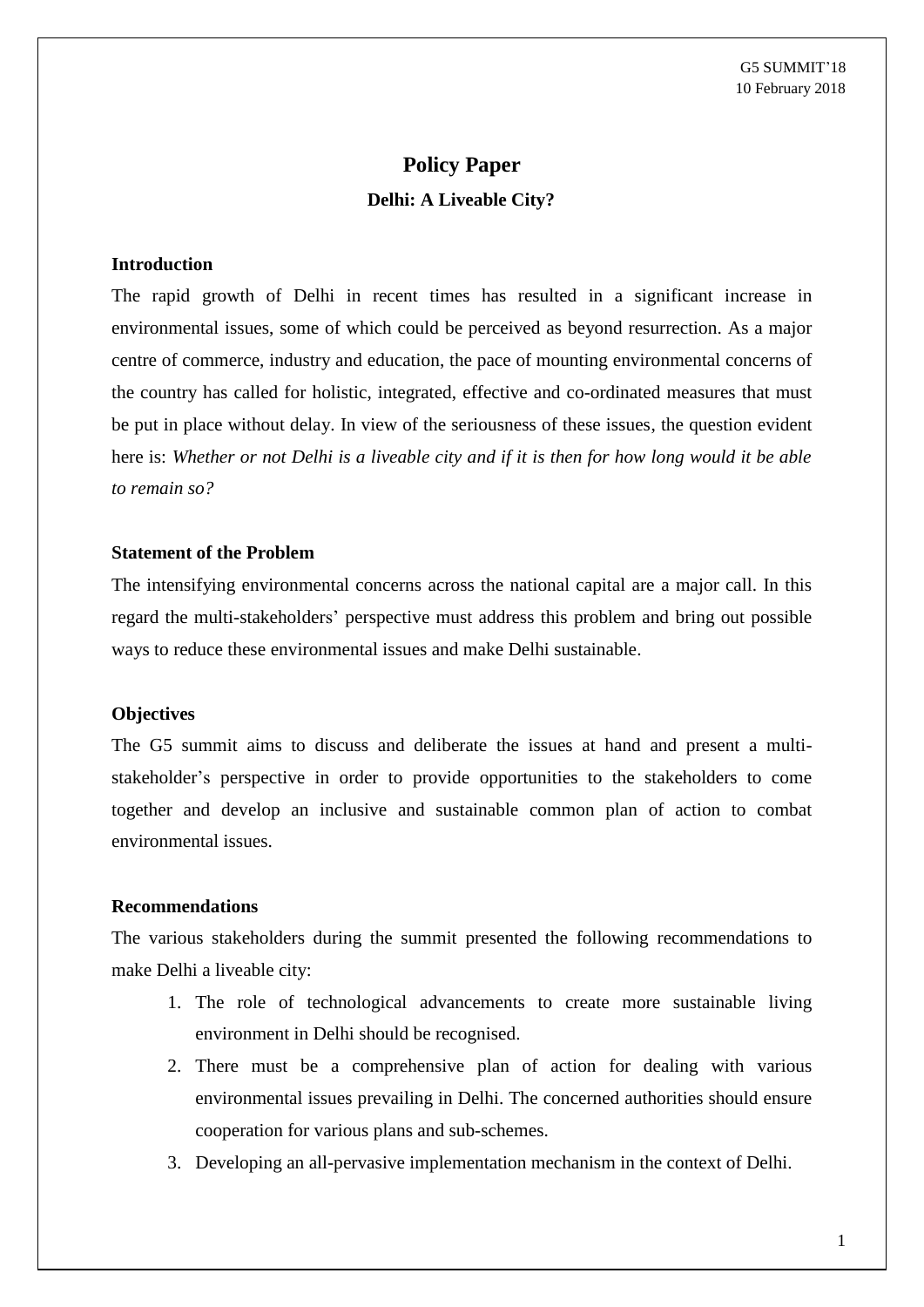G5 SUMMIT'18
10 February 2018

# Policy Paper

## Delhi: A Liveable City?

### Introduction

The rapid growth of Delhi in recent times has resulted in a significant increase in environmental issues, some of which could be perceived as beyond resurrection. As a major centre of commerce, industry and education, the pace of mounting environmental concerns of the country has called for holistic, integrated, effective and co-ordinated measures that must be put in place without delay. In view of the seriousness of these issues, the question evident here is: *Whether or not Delhi is a liveable city and if it is then for how long would it be able to remain so?*

### Statement of the Problem

The intensifying environmental concerns across the national capital are a major call. In this regard the multi-stakeholders' perspective must address this problem and bring out possible ways to reduce these environmental issues and make Delhi sustainable.

### Objectives

The G5 summit aims to discuss and deliberate the issues at hand and present a multi-stakeholder's perspective in order to provide opportunities to the stakeholders to come together and develop an inclusive and sustainable common plan of action to combat environmental issues.

### Recommendations

The various stakeholders during the summit presented the following recommendations to make Delhi a liveable city:

1. The role of technological advancements to create more sustainable living environment in Delhi should be recognised.
2. There must be a comprehensive plan of action for dealing with various environmental issues prevailing in Delhi. The concerned authorities should ensure cooperation for various plans and sub-schemes.
3. Developing an all-pervasive implementation mechanism in the context of Delhi.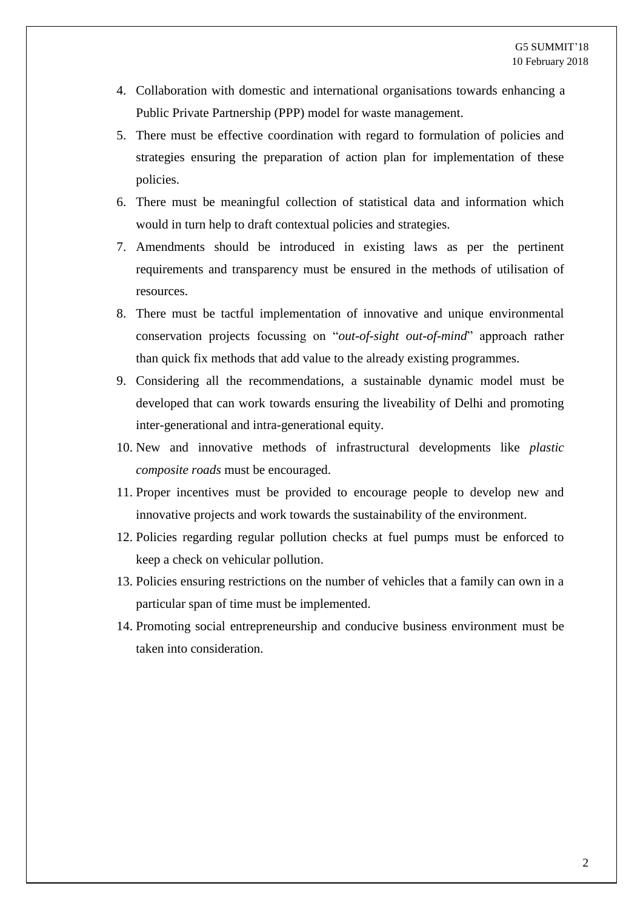4. Collaboration with domestic and international organisations towards enhancing a Public Private Partnership (PPP) model for waste management.
5. There must be effective coordination with regard to formulation of policies and strategies ensuring the preparation of action plan for implementation of these policies.
6. There must be meaningful collection of statistical data and information which would in turn help to draft contextual policies and strategies.
7. Amendments should be introduced in existing laws as per the pertinent requirements and transparency must be ensured in the methods of utilisation of resources.
8. There must be tactful implementation of innovative and unique environmental conservation projects focussing on "*out-of-sight out-of-mind*" approach rather than quick fix methods that add value to the already existing programmes.
9. Considering all the recommendations, a sustainable dynamic model must be developed that can work towards ensuring the liveability of Delhi and promoting inter-generational and intra-generational equity.
10. New and innovative methods of infrastructural developments like *plastic composite roads* must be encouraged.
11. Proper incentives must be provided to encourage people to develop new and innovative projects and work towards the sustainability of the environment.
12. Policies regarding regular pollution checks at fuel pumps must be enforced to keep a check on vehicular pollution.
13. Policies ensuring restrictions on the number of vehicles that a family can own in a particular span of time must be implemented.
14. Promoting social entrepreneurship and conducive business environment must be taken into consideration.